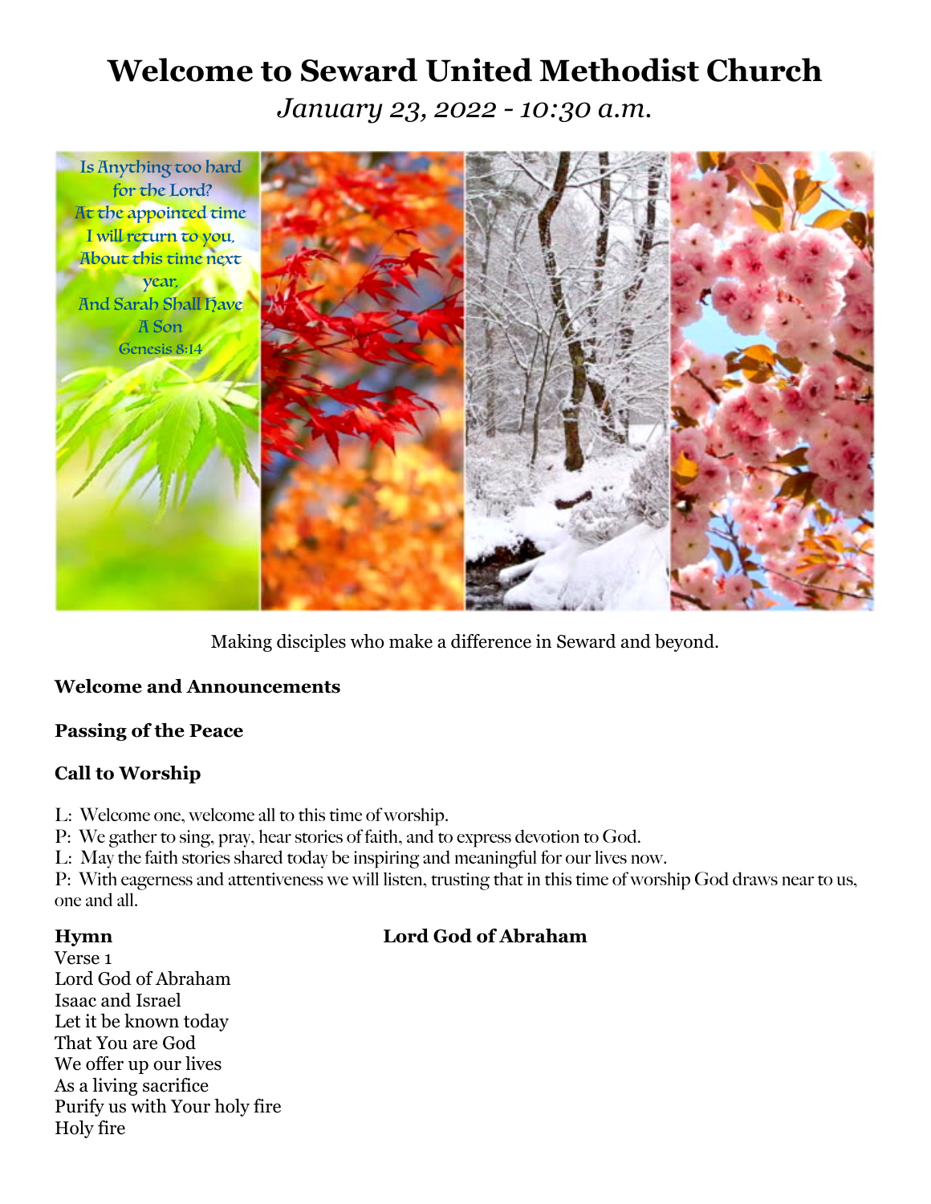# Welcome to Seward United Methodist Church

*January 23, 2022 - 10:30 a.m.*

Is Anything too hard for the Lord?
At the appointed time
I will return to you,
About this time next year,
And Sarah Shall Have A Son
Genesis 8:14

Making disciples who make a difference in Seward and beyond.

**Welcome and Announcements**

**Passing of the Peace**

**Call to Worship**

L: Welcome one, welcome all to this time of worship.
P: We gather to sing, pray, hear stories of faith, and to express devotion to God.
L: May the faith stories shared today be inspiring and meaningful for our lives now.
P: With eagerness and attentiveness we will listen, trusting that in this time of worship God draws near to us, one and all.

**Hymn** **Lord God of Abraham**

Verse 1
Lord God of Abraham
Isaac and Israel
Let it be known today
That You are God
We offer up our lives
As a living sacrifice
Purify us with Your holy fire
Holy fire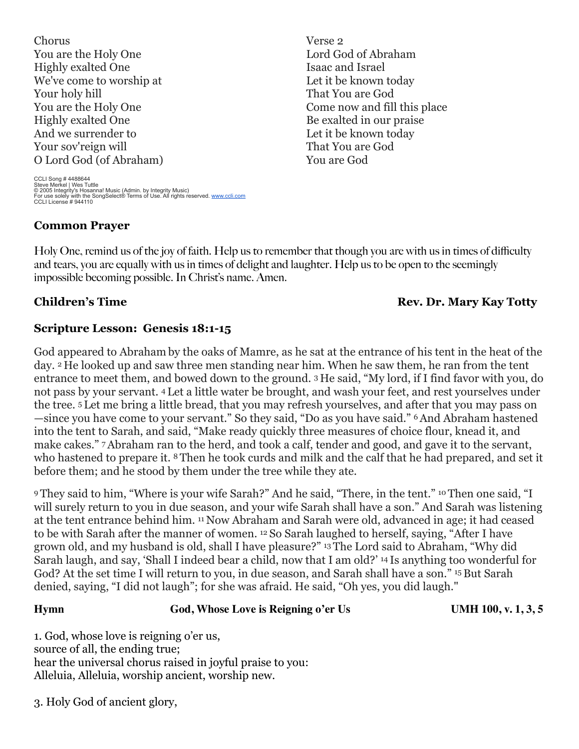Chorus
You are the Holy One
Highly exalted One
We've come to worship at
Your holy hill
You are the Holy One
Highly exalted One
And we surrender to
Your sov'reign will
O Lord God (of Abraham)

Verse 2
Lord God of Abraham
Isaac and Israel
Let it be known today
That You are God
Come now and fill this place
Be exalted in our praise
Let it be known today
That You are God
You are God

CCLI Song # 4488644
Steve Merkel | Wes Tuttle
© 2005 Integrity's Hosanna! Music (Admin. by Integrity Music)
For use solely with the SongSelect® Terms of Use. All rights reserved. www.ccli.com
CCLI License # 944110

## Common Prayer

Holy One, remind us of the joy of faith. Help us to remember that though you are with us in times of difficulty and tears, you are equally with us in times of delight and laughter. Help us to be open to the seemingly impossible becoming possible. In Christ's name. Amen.

## Children's Time — Rev. Dr. Mary Kay Totty

## Scripture Lesson: Genesis 18:1-15

God appeared to Abraham by the oaks of Mamre, as he sat at the entrance of his tent in the heat of the day. [2] He looked up and saw three men standing near him. When he saw them, he ran from the tent entrance to meet them, and bowed down to the ground. [3] He said, "My lord, if I find favor with you, do not pass by your servant. [4] Let a little water be brought, and wash your feet, and rest yourselves under the tree. [5] Let me bring a little bread, that you may refresh yourselves, and after that you may pass on—since you have come to your servant." So they said, "Do as you have said." [6] And Abraham hastened into the tent to Sarah, and said, "Make ready quickly three measures of choice flour, knead it, and make cakes." [7] Abraham ran to the herd, and took a calf, tender and good, and gave it to the servant, who hastened to prepare it. [8] Then he took curds and milk and the calf that he had prepared, and set it before them; and he stood by them under the tree while they ate.

[9] They said to him, "Where is your wife Sarah?" And he said, "There, in the tent." [10] Then one said, "I will surely return to you in due season, and your wife Sarah shall have a son." And Sarah was listening at the tent entrance behind him. [11] Now Abraham and Sarah were old, advanced in age; it had ceased to be with Sarah after the manner of women. [12] So Sarah laughed to herself, saying, "After I have grown old, and my husband is old, shall I have pleasure?" [13] The Lord said to Abraham, "Why did Sarah laugh, and say, 'Shall I indeed bear a child, now that I am old?' [14] Is anything too wonderful for God? At the set time I will return to you, in due season, and Sarah shall have a son." [15] But Sarah denied, saying, "I did not laugh"; for she was afraid. He said, "Oh yes, you did laugh."

**Hymn — God, Whose Love is Reigning o'er Us — UMH 100, v. 1, 3, 5**

1. God, whose love is reigning o'er us,
source of all, the ending true;
hear the universal chorus raised in joyful praise to you:
Alleluia, Alleluia, worship ancient, worship new.

3. Holy God of ancient glory,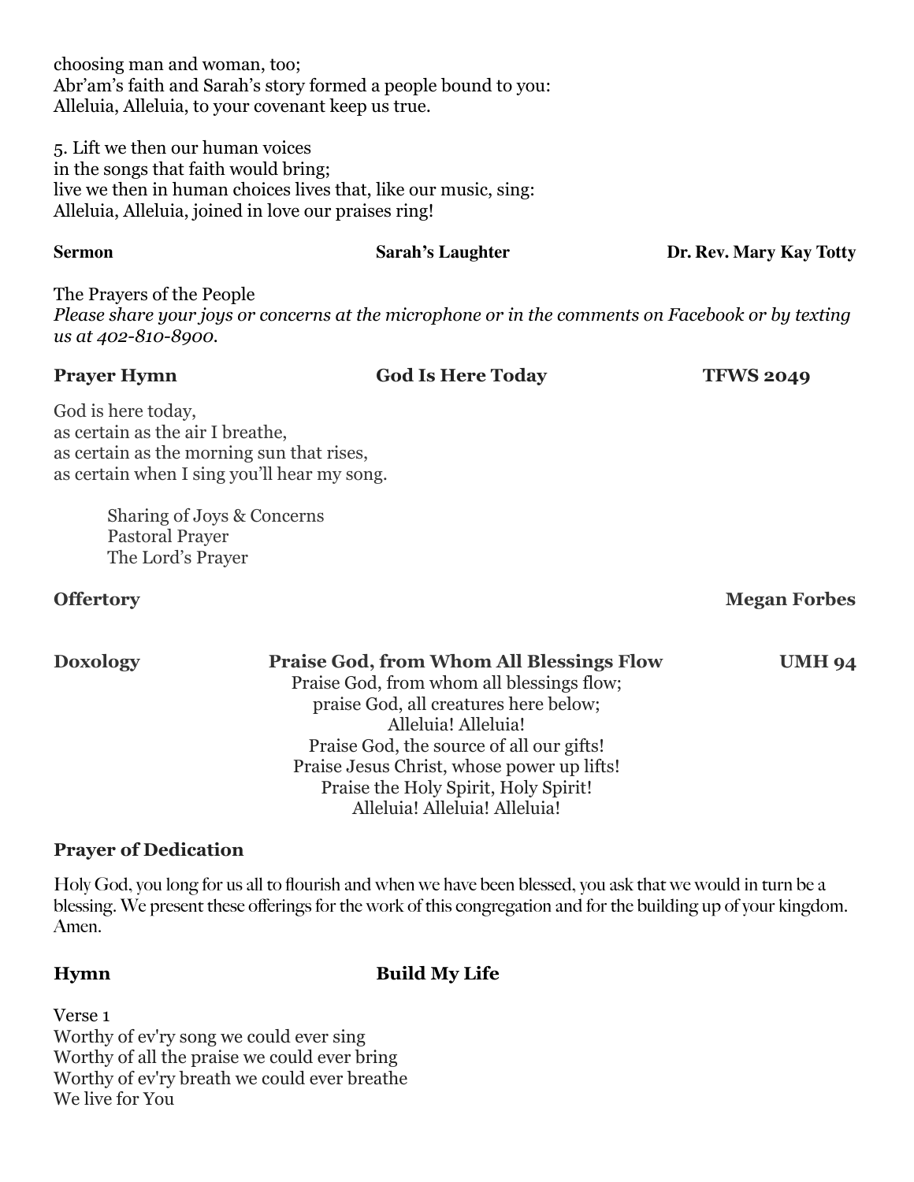choosing man and woman, too;
Abr'am's faith and Sarah's story formed a people bound to you:
Alleluia, Alleluia, to your covenant keep us true.

5. Lift we then our human voices
in the songs that faith would bring;
live we then in human choices lives that, like our music, sing:
Alleluia, Alleluia, joined in love our praises ring!

**Sermon** **Sarah's Laughter** **Dr. Rev. Mary Kay Totty**

The Prayers of the People
*Please share your joys or concerns at the microphone or in the comments on Facebook or by texting us at 402-810-8900.*

**Prayer Hymn** **God Is Here Today** **TFWS 2049**

God is here today,
as certain as the air I breathe,
as certain as the morning sun that rises,
as certain when I sing you'll hear my song.

Sharing of Joys & Concerns
Pastoral Prayer
The Lord's Prayer

**Offertory** **Megan Forbes**

**Doxology** **Praise God, from Whom All Blessings Flow** **UMH 94**

Praise God, from whom all blessings flow;
praise God, all creatures here below;
Alleluia! Alleluia!
Praise God, the source of all our gifts!
Praise Jesus Christ, whose power up lifts!
Praise the Holy Spirit, Holy Spirit!
Alleluia! Alleluia! Alleluia!

**Prayer of Dedication**

Holy God, you long for us all to flourish and when we have been blessed, you ask that we would in turn be a blessing. We present these offerings for the work of this congregation and for the building up of your kingdom. Amen.

**Hymn** **Build My Life**

Verse 1
Worthy of ev'ry song we could ever sing
Worthy of all the praise we could ever bring
Worthy of ev'ry breath we could ever breathe
We live for You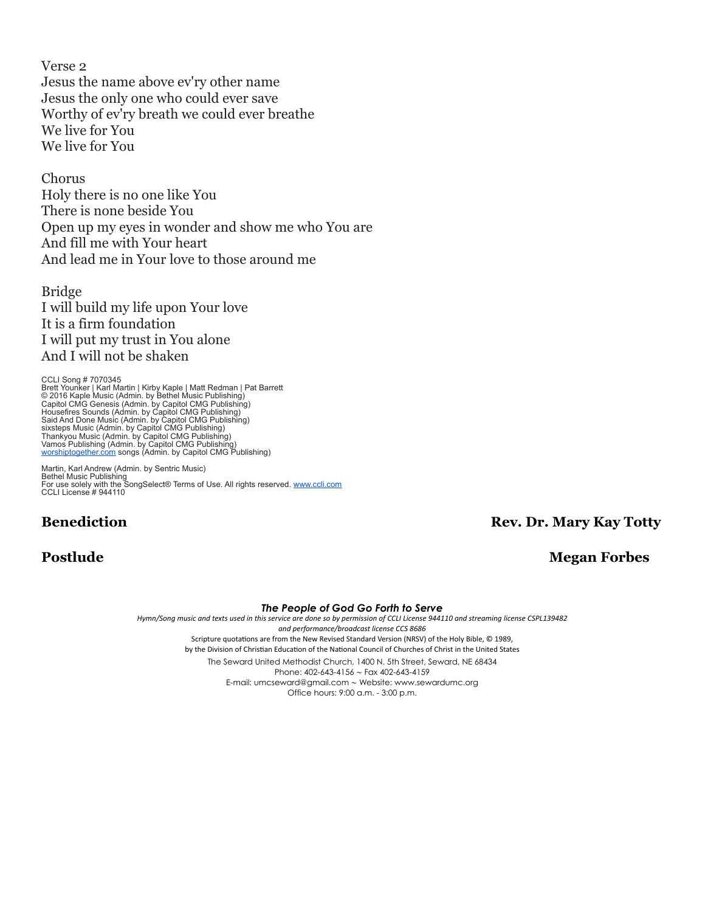Verse 2
Jesus the name above ev'ry other name
Jesus the only one who could ever save
Worthy of ev'ry breath we could ever breathe
We live for You
We live for You

Chorus
Holy there is no one like You
There is none beside You
Open up my eyes in wonder and show me who You are
And fill me with Your heart
And lead me in Your love to those around me

Bridge
I will build my life upon Your love
It is a firm foundation
I will put my trust in You alone
And I will not be shaken

CCLI Song # 7070345
Brett Younker | Karl Martin | Kirby Kaple | Matt Redman | Pat Barrett
© 2016 Kaple Music (Admin. by Bethel Music Publishing)
Capitol CMG Genesis (Admin. by Capitol CMG Publishing)
Housefires Sounds (Admin. by Capitol CMG Publishing)
Said And Done Music (Admin. by Capitol CMG Publishing)
sixsteps Music (Admin. by Capitol CMG Publishing)
Thankyou Music (Admin. by Capitol CMG Publishing)
Vamos Publishing (Admin. by Capitol CMG Publishing)
worshiptogether.com songs (Admin. by Capitol CMG Publishing)

Martin, Karl Andrew (Admin. by Sentric Music)
Bethel Music Publishing
For use solely with the SongSelect® Terms of Use. All rights reserved. www.ccli.com
CCLI License # 944110

**Benediction** **Rev. Dr. Mary Kay Totty**

**Postlude** **Megan Forbes**

***The People of God Go Forth to Serve***

*Hymn/Song music and texts used in this service are done so by permission of CCLI License 944110 and streaming license CSPL139482 and performance/broadcast license CCS 8686*

Scripture quotations are from the New Revised Standard Version (NRSV) of the Holy Bible, © 1989, by the Division of Christian Education of the National Council of Churches of Christ in the United States

The Seward United Methodist Church, 1400 N. 5th Street, Seward, NE 68434
Phone: 402-643-4156 ~ Fax 402-643-4159
E-mail: umcseward@gmail.com ~ Website: www.sewardumc.org
Office hours: 9:00 a.m. - 3:00 p.m.